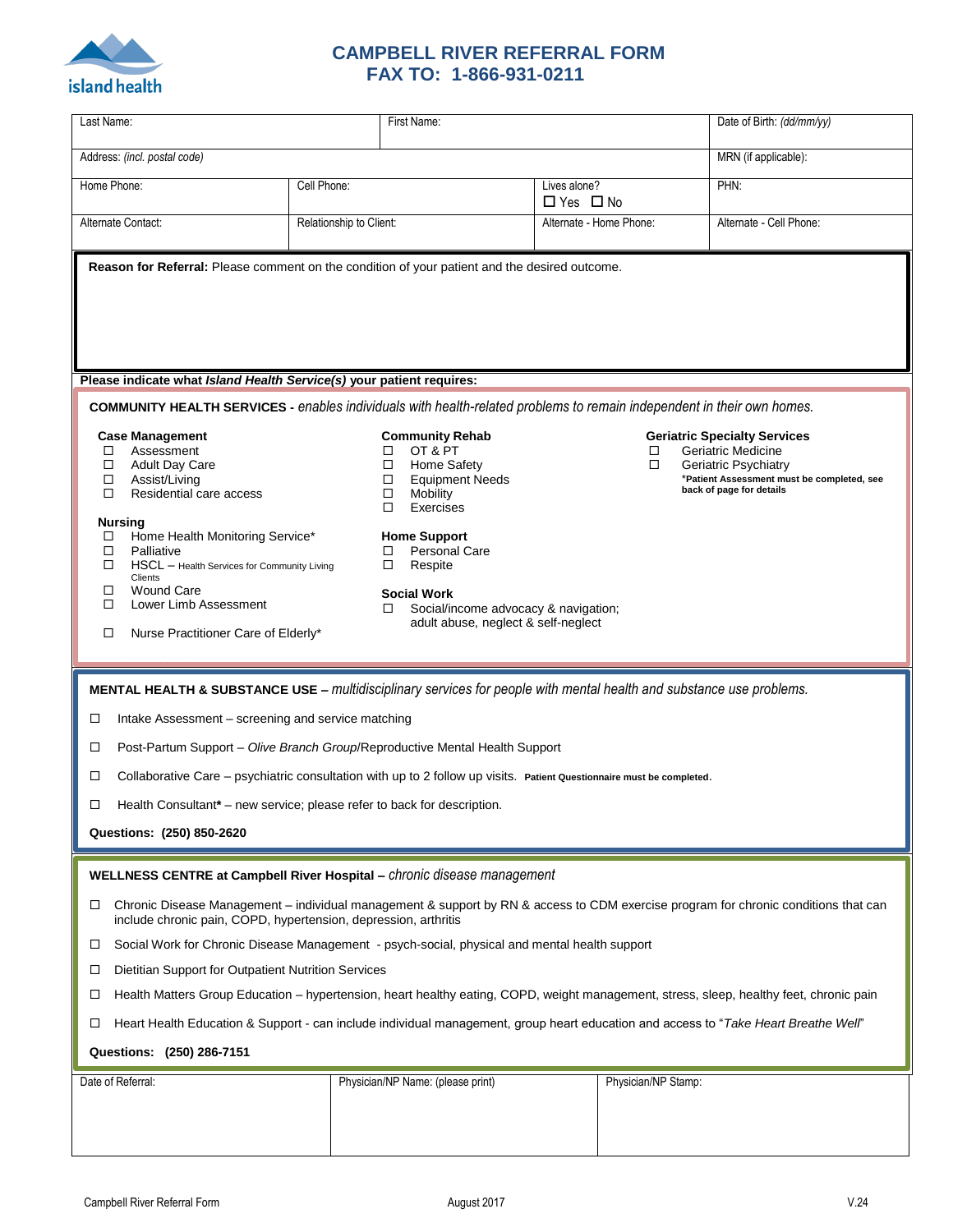# CAMPBELL RIVER REFERRAL FORM
## FAX TO: 1-866-931-0211

| Last Name: | | First Name: | | Date of Birth: *(dd/mm/yy)* |
|---|---|---|---|---|
| Address: *(incl. postal code)* | | | | MRN (if applicable): |
| Home Phone: | Cell Phone: | | Lives alone? ☐ Yes ☐ No | PHN: |
| Alternate Contact: | Relationship to Client: | | Alternate - Home Phone: | Alternate - Cell Phone: |

**Reason for Referral:** Please comment on the condition of your patient and the desired outcome.

**Please indicate what *Island Health Service(s)* your patient requires:**

**COMMUNITY HEALTH SERVICES -** *enables individuals with health-related problems to remain independent in their own homes.*

**Case Management**
- ☐ Assessment
- ☐ Adult Day Care
- ☐ Assist/Living
- ☐ Residential care access

**Nursing**
- ☐ Home Health Monitoring Service*
- ☐ Palliative
- ☐ HSCL – Health Services for Community Living Clients
- ☐ Wound Care
- ☐ Lower Limb Assessment
- ☐ Nurse Practitioner Care of Elderly*

**Community Rehab**
- ☐ OT & PT
- ☐ Home Safety
- ☐ Equipment Needs
- ☐ Mobility
- ☐ Exercises

**Home Support**
- ☐ Personal Care
- ☐ Respite

**Social Work**
- ☐ Social/income advocacy & navigation; adult abuse, neglect & self-neglect

**Geriatric Specialty Services**
- ☐ Geriatric Medicine
- ☐ Geriatric Psychiatry

*Patient Assessment must be completed, see back of page for details

**MENTAL HEALTH & SUBSTANCE USE –** *multidisciplinary services for people with mental health and substance use problems.*

- ☐ Intake Assessment – screening and service matching
- ☐ Post-Partum Support – *Olive Branch Group*/Reproductive Mental Health Support
- ☐ Collaborative Care – psychiatric consultation with up to 2 follow up visits. **Patient Questionnaire must be completed.**
- ☐ Health Consultant* – new service; please refer to back for description.

**Questions: (250) 850-2620**

**WELLNESS CENTRE at Campbell River Hospital –** *chronic disease management*

- ☐ Chronic Disease Management – individual management & support by RN & access to CDM exercise program for chronic conditions that can include chronic pain, COPD, hypertension, depression, arthritis
- ☐ Social Work for Chronic Disease Management - psych-social, physical and mental health support
- ☐ Dietitian Support for Outpatient Nutrition Services
- ☐ Health Matters Group Education – hypertension, heart healthy eating, COPD, weight management, stress, sleep, healthy feet, chronic pain
- ☐ Heart Health Education & Support - can include individual management, group heart education and access to "*Take Heart Breathe Well*"

**Questions: (250) 286-7151**

| Date of Referral: | Physician/NP Name: (please print) | Physician/NP Stamp: |
|---|---|---|
| | | |

Campbell River Referral Form | August 2017 | V.24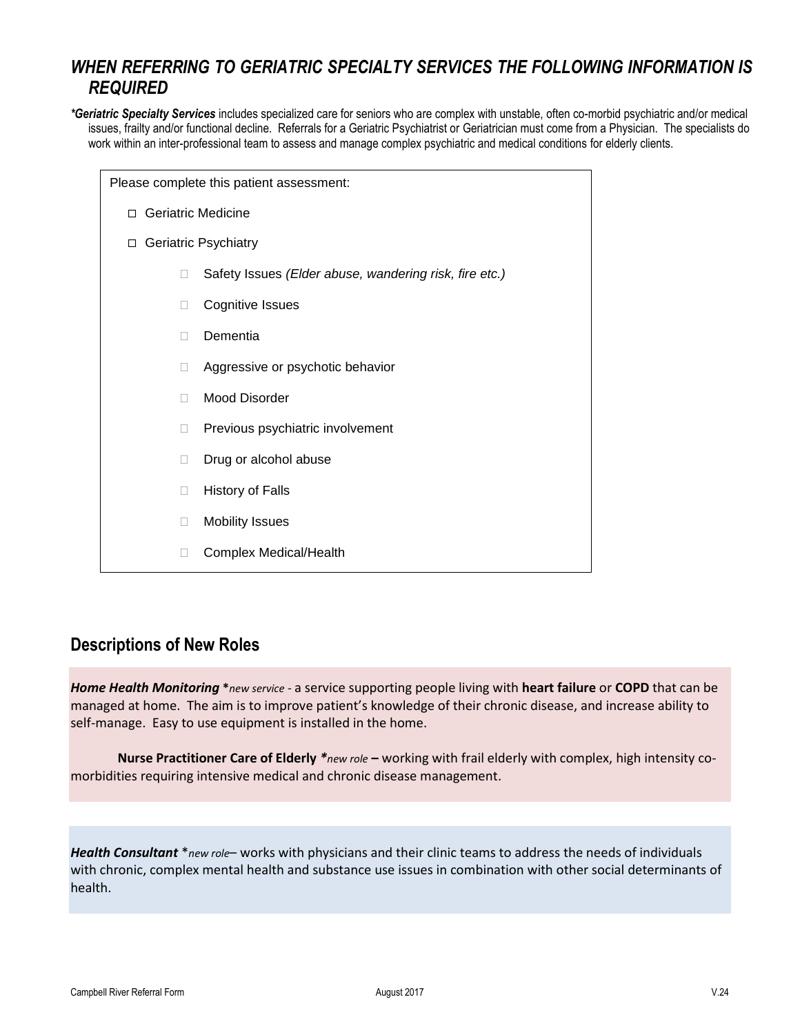## *WHEN REFERRING TO GERIATRIC SPECIALTY SERVICES THE FOLLOWING INFORMATION IS REQUIRED*

***Geriatric Specialty Services** includes specialized care for seniors who are complex with unstable, often co-morbid psychiatric and/or medical issues, frailty and/or functional decline. Referrals for a Geriatric Psychiatrist or Geriatrician must come from a Physician. The specialists do work within an inter-professional team to assess and manage complex psychiatric and medical conditions for elderly clients.

Please complete this patient assessment:

- ☐ Geriatric Medicine
- ☐ Geriatric Psychiatry
  - ☐ Safety Issues *(Elder abuse, wandering risk, fire etc.)*
  - ☐ Cognitive Issues
  - ☐ Dementia
  - ☐ Aggressive or psychotic behavior
  - ☐ Mood Disorder
  - ☐ Previous psychiatric involvement
  - ☐ Drug or alcohol abuse
  - ☐ History of Falls
  - ☐ Mobility Issues
  - ☐ Complex Medical/Health

## Descriptions of New Roles

***Home Health Monitoring* ***new service* - a service supporting people living with **heart failure** or **COPD** that can be managed at home. The aim is to improve patient's knowledge of their chronic disease, and increase ability to self-manage. Easy to use equipment is installed in the home.

**Nurse Practitioner Care of Elderly** ***new role* –** working with frail elderly with complex, high intensity co-morbidities requiring intensive medical and chronic disease management.

***Health Consultant*** **new role*– works with physicians and their clinic teams to address the needs of individuals with chronic, complex mental health and substance use issues in combination with other social determinants of health.